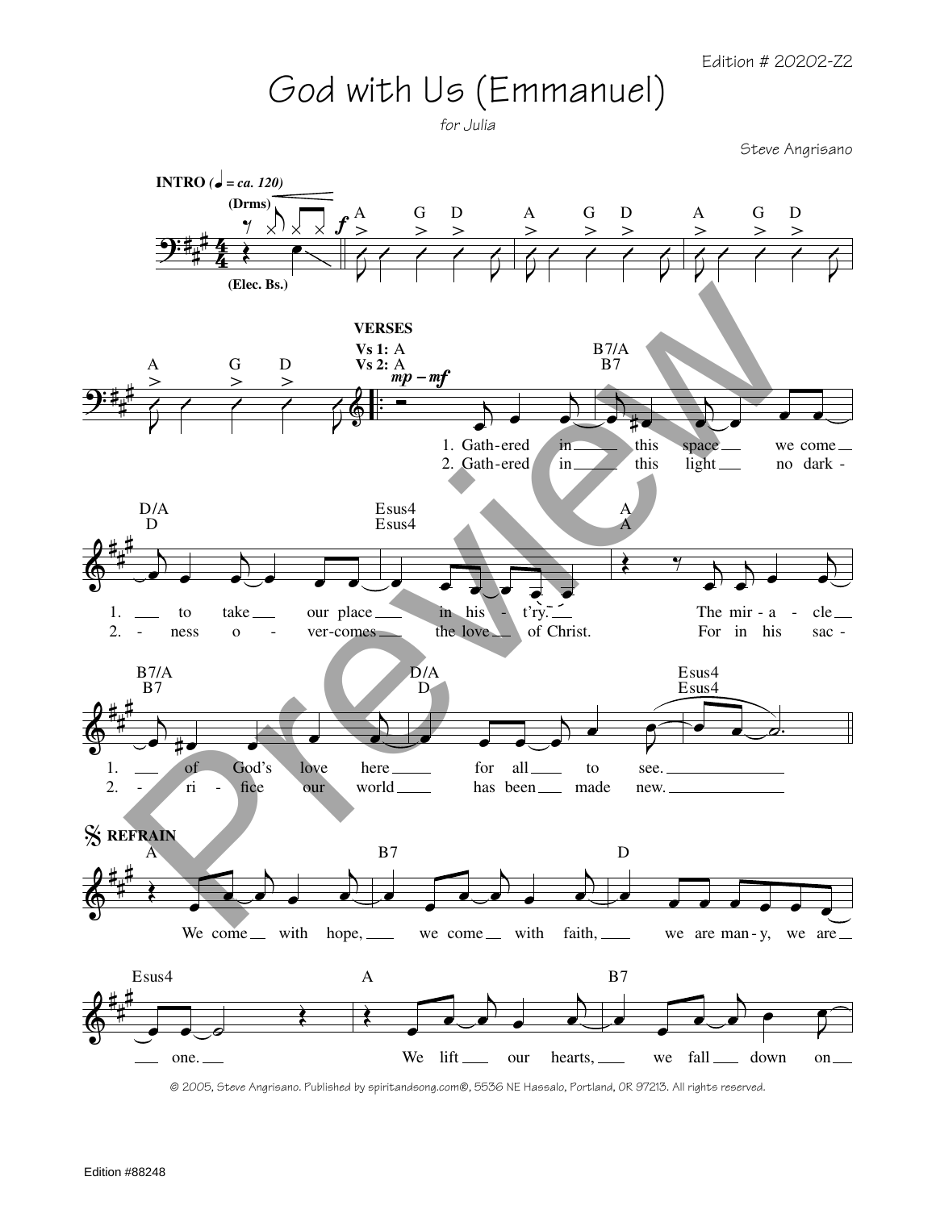Edition # 20202-Z2

# God with Us (Emmanuel)

*for Julia*

Steve Angrisano

**INTRO** (♩ = ca. 120)

(Drms)

(Elec. Bs.)

A G D A G D A G D

A G D

**VERSES**

Vs 1: A / Vs 2: A — B7/A / B7

1. Gath-ered in this space we come to take our place in his-t'ry. The mir-a-cle of God's love here for all to see.
2. Gath-ered in this light no dark-ness o-ver-comes the love of Christ. For in his sac-ri-fice our world has been made new.

D/A / D — Esus4 / Esus4 — A / A

B7/A / B7 — D/A / D — Esus4 / Esus4

**REFRAIN**

A — B7 — D — Esus4

We come with hope, we come with faith, we are man-y, we are one.

A — B7

We lift our hearts, we fall down on

© 2005, Steve Angrisano. Published by spiritandsong.com®, 5536 NE Hassalo, Portland, OR 97213. All rights reserved.

Edition #88248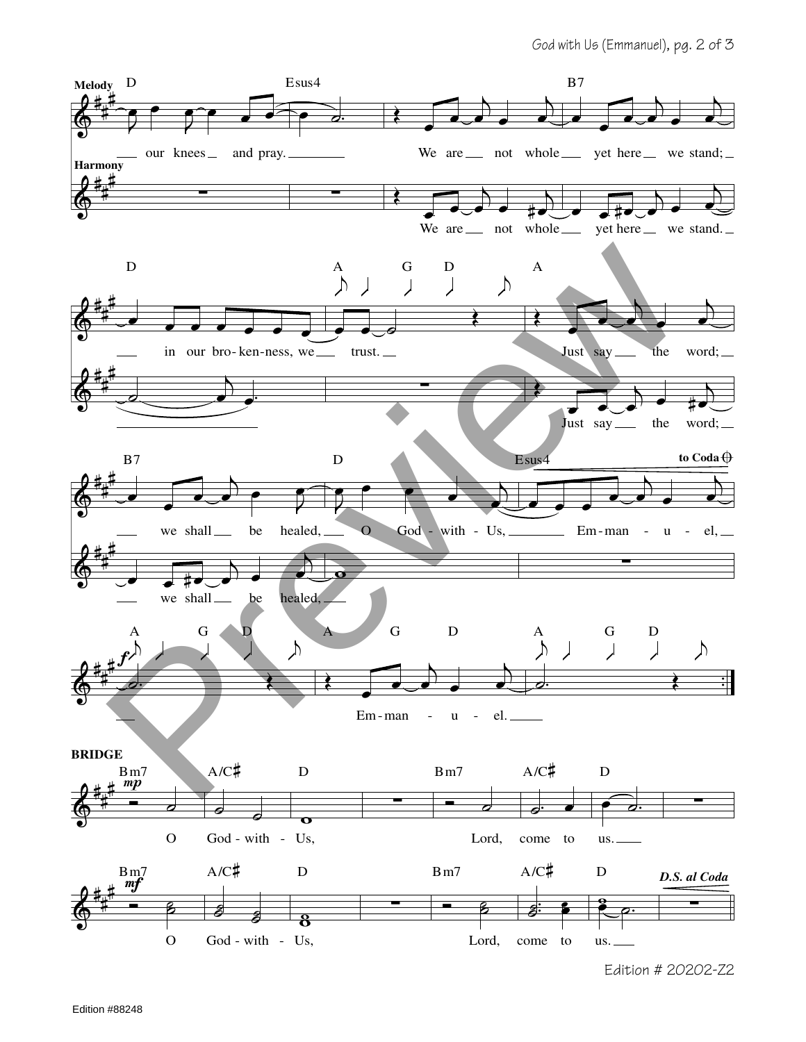**Melody**

D · Esus4 · B7

our knees and pray. We are not whole yet here we stand;

**Harmony**

We are not whole yet here we stand.

D · A · G · D · A

in our bro-ken-ness, we trust. Just say the word;

Just say the word;

B7 · D · Esus4 · to Coda

we shall be healed, O God - with - Us, Em-man - u - el,

we shall be healed,

A · G · D · A · G · D · A · G · D

*f*

Em-man - u - el.

**BRIDGE**

Bm7 · A/C♯ · D · Bm7 · A/C♯ · D

*mp*

O God - with - Us, Lord, come to us.

Bm7 · A/C♯ · D · Bm7 · A/C♯ · D · *D.S. al Coda*

*mf*

O God - with - Us, Lord, come to us.

Edition # 20202-Z2

Edition #88248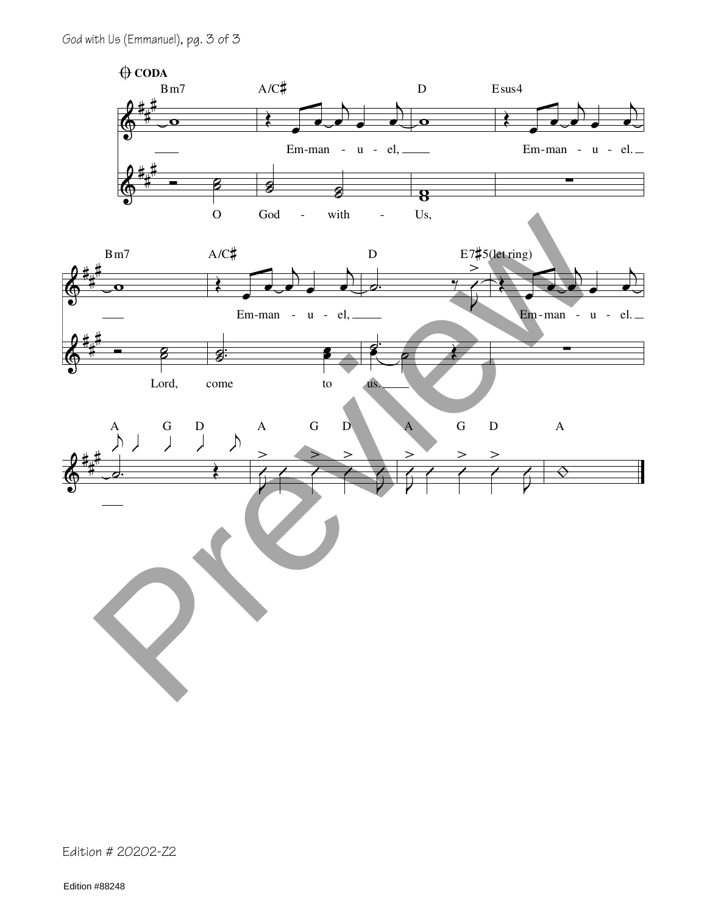CODA

Bm7 A/C♯ D Esus4

Em-man - u - el, Em-man - u - el.

O God - with - Us,

Bm7 A/C♯ D E7♯5(let ring)

Em-man - u - el, Em-man - u - el.

Lord, come to us.

A G D A G D A G D A

Edition # 20202-Z2

Edition #88248